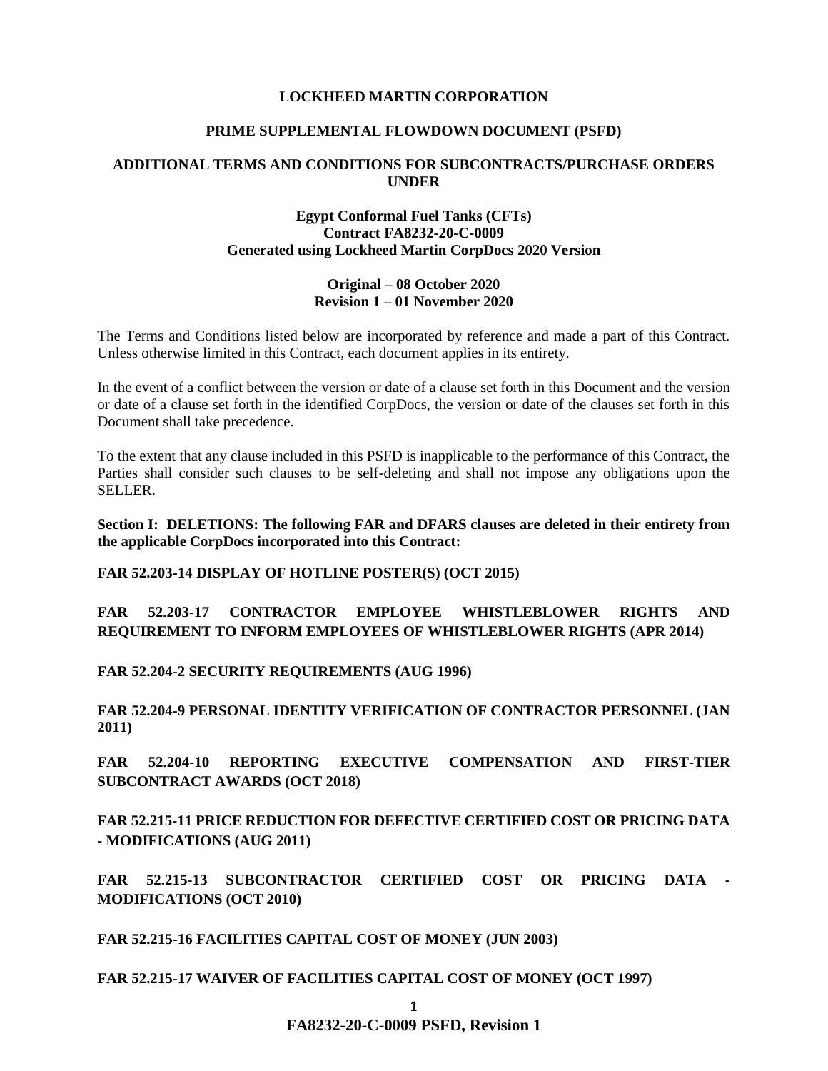**LOCKHEED MARTIN CORPORATION**

**PRIME SUPPLEMENTAL FLOWDOWN DOCUMENT (PSFD)**

**ADDITIONAL TERMS AND CONDITIONS FOR SUBCONTRACTS/PURCHASE ORDERS UNDER**

**Egypt Conformal Fuel Tanks (CFTs)**
**Contract FA8232-20-C-0009**
**Generated using Lockheed Martin CorpDocs 2020 Version**

**Original – 08 October 2020**
**Revision 1 – 01 November 2020**

The Terms and Conditions listed below are incorporated by reference and made a part of this Contract. Unless otherwise limited in this Contract, each document applies in its entirety.

In the event of a conflict between the version or date of a clause set forth in this Document and the version or date of a clause set forth in the identified CorpDocs, the version or date of the clauses set forth in this Document shall take precedence.

To the extent that any clause included in this PSFD is inapplicable to the performance of this Contract, the Parties shall consider such clauses to be self-deleting and shall not impose any obligations upon the SELLER.

**Section I: DELETIONS: The following FAR and DFARS clauses are deleted in their entirety from the applicable CorpDocs incorporated into this Contract:**

**FAR 52.203-14 DISPLAY OF HOTLINE POSTER(S) (OCT 2015)**

**FAR 52.203-17 CONTRACTOR EMPLOYEE WHISTLEBLOWER RIGHTS AND REQUIREMENT TO INFORM EMPLOYEES OF WHISTLEBLOWER RIGHTS (APR 2014)**

**FAR 52.204-2 SECURITY REQUIREMENTS (AUG 1996)**

**FAR 52.204-9 PERSONAL IDENTITY VERIFICATION OF CONTRACTOR PERSONNEL (JAN 2011)**

**FAR 52.204-10 REPORTING EXECUTIVE COMPENSATION AND FIRST-TIER SUBCONTRACT AWARDS (OCT 2018)**

**FAR 52.215-11 PRICE REDUCTION FOR DEFECTIVE CERTIFIED COST OR PRICING DATA - MODIFICATIONS (AUG 2011)**

**FAR 52.215-13 SUBCONTRACTOR CERTIFIED COST OR PRICING DATA - MODIFICATIONS (OCT 2010)**

**FAR 52.215-16 FACILITIES CAPITAL COST OF MONEY (JUN 2003)**

**FAR 52.215-17 WAIVER OF FACILITIES CAPITAL COST OF MONEY (OCT 1997)**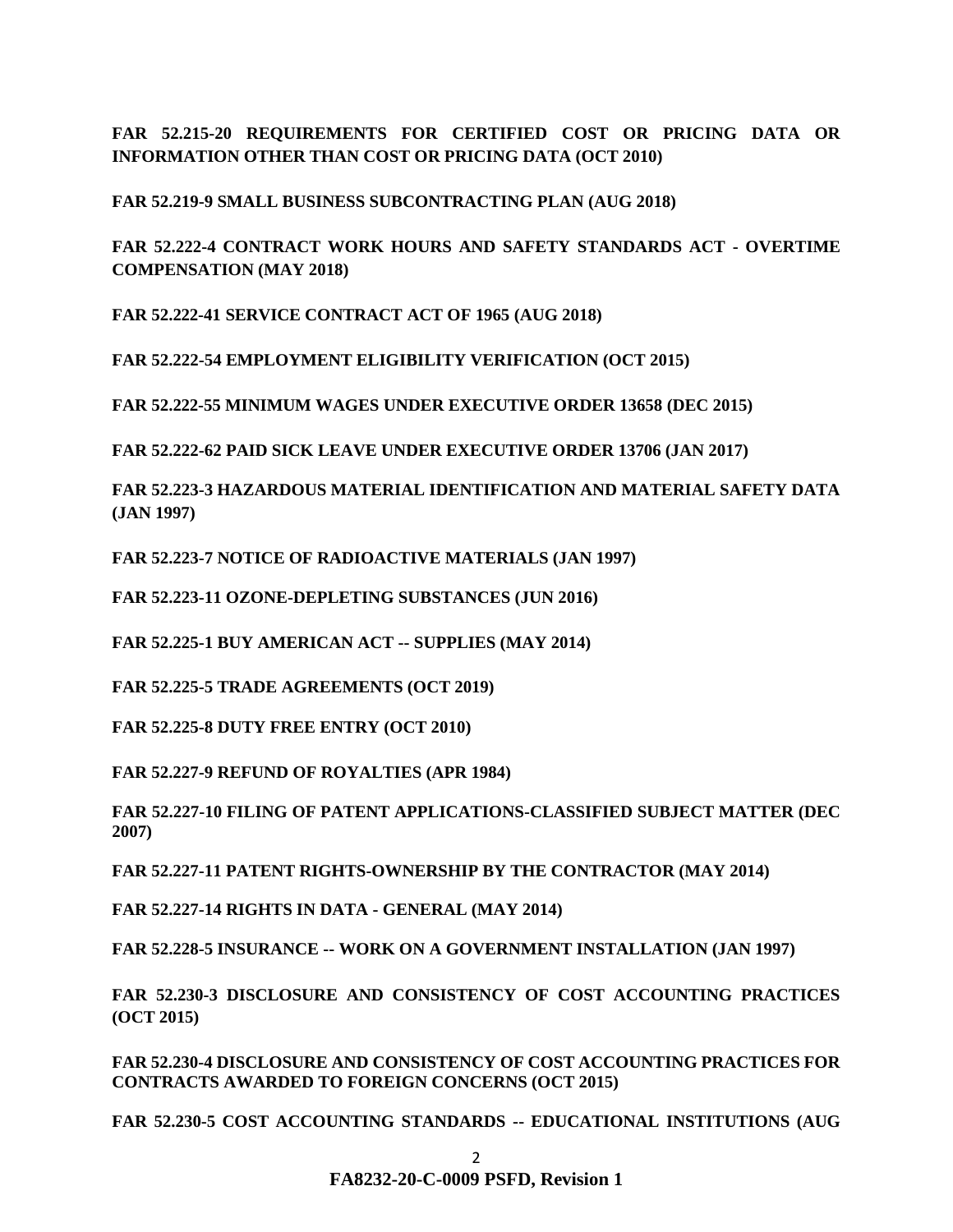**FAR 52.215-20 REQUIREMENTS FOR CERTIFIED COST OR PRICING DATA OR INFORMATION OTHER THAN COST OR PRICING DATA (OCT 2010)**

**FAR 52.219-9 SMALL BUSINESS SUBCONTRACTING PLAN (AUG 2018)**

**FAR 52.222-4 CONTRACT WORK HOURS AND SAFETY STANDARDS ACT - OVERTIME COMPENSATION (MAY 2018)**

**FAR 52.222-41 SERVICE CONTRACT ACT OF 1965 (AUG 2018)**

**FAR 52.222-54 EMPLOYMENT ELIGIBILITY VERIFICATION (OCT 2015)**

**FAR 52.222-55 MINIMUM WAGES UNDER EXECUTIVE ORDER 13658 (DEC 2015)**

**FAR 52.222-62 PAID SICK LEAVE UNDER EXECUTIVE ORDER 13706 (JAN 2017)**

**FAR 52.223-3 HAZARDOUS MATERIAL IDENTIFICATION AND MATERIAL SAFETY DATA (JAN 1997)**

**FAR 52.223-7 NOTICE OF RADIOACTIVE MATERIALS (JAN 1997)**

**FAR 52.223-11 OZONE-DEPLETING SUBSTANCES (JUN 2016)**

**FAR 52.225-1 BUY AMERICAN ACT -- SUPPLIES (MAY 2014)**

**FAR 52.225-5 TRADE AGREEMENTS (OCT 2019)**

**FAR 52.225-8 DUTY FREE ENTRY (OCT 2010)**

**FAR 52.227-9 REFUND OF ROYALTIES (APR 1984)**

**FAR 52.227-10 FILING OF PATENT APPLICATIONS-CLASSIFIED SUBJECT MATTER (DEC 2007)**

**FAR 52.227-11 PATENT RIGHTS-OWNERSHIP BY THE CONTRACTOR (MAY 2014)**

**FAR 52.227-14 RIGHTS IN DATA - GENERAL (MAY 2014)**

**FAR 52.228-5 INSURANCE -- WORK ON A GOVERNMENT INSTALLATION (JAN 1997)**

**FAR 52.230-3 DISCLOSURE AND CONSISTENCY OF COST ACCOUNTING PRACTICES (OCT 2015)**

**FAR 52.230-4 DISCLOSURE AND CONSISTENCY OF COST ACCOUNTING PRACTICES FOR CONTRACTS AWARDED TO FOREIGN CONCERNS (OCT 2015)**

**FAR 52.230-5 COST ACCOUNTING STANDARDS -- EDUCATIONAL INSTITUTIONS (AUG**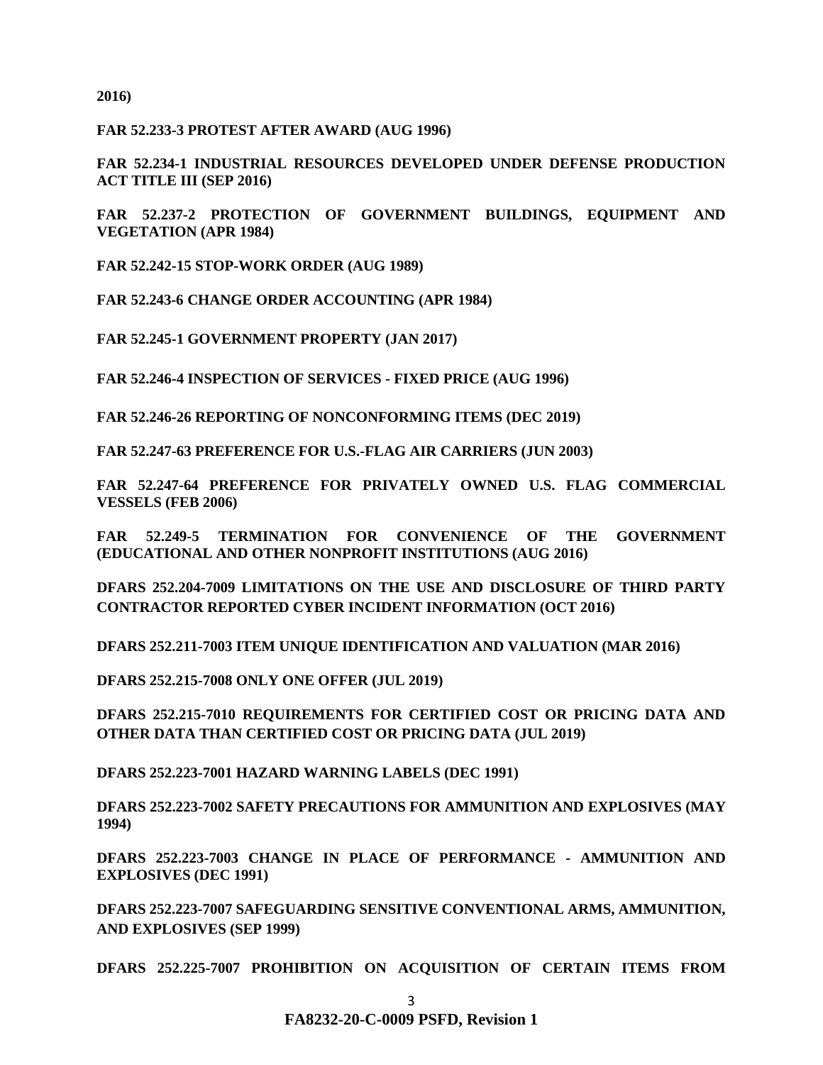**2016)**

**FAR 52.233-3 PROTEST AFTER AWARD (AUG 1996)**

**FAR 52.234-1 INDUSTRIAL RESOURCES DEVELOPED UNDER DEFENSE PRODUCTION ACT TITLE III (SEP 2016)**

**FAR 52.237-2 PROTECTION OF GOVERNMENT BUILDINGS, EQUIPMENT AND VEGETATION (APR 1984)**

**FAR 52.242-15 STOP-WORK ORDER (AUG 1989)**

**FAR 52.243-6 CHANGE ORDER ACCOUNTING (APR 1984)**

**FAR 52.245-1 GOVERNMENT PROPERTY (JAN 2017)**

**FAR 52.246-4 INSPECTION OF SERVICES - FIXED PRICE (AUG 1996)**

**FAR 52.246-26 REPORTING OF NONCONFORMING ITEMS (DEC 2019)**

**FAR 52.247-63 PREFERENCE FOR U.S.-FLAG AIR CARRIERS (JUN 2003)**

**FAR 52.247-64 PREFERENCE FOR PRIVATELY OWNED U.S. FLAG COMMERCIAL VESSELS (FEB 2006)**

**FAR 52.249-5 TERMINATION FOR CONVENIENCE OF THE GOVERNMENT (EDUCATIONAL AND OTHER NONPROFIT INSTITUTIONS (AUG 2016)**

**DFARS 252.204-7009 LIMITATIONS ON THE USE AND DISCLOSURE OF THIRD PARTY CONTRACTOR REPORTED CYBER INCIDENT INFORMATION (OCT 2016)**

**DFARS 252.211-7003 ITEM UNIQUE IDENTIFICATION AND VALUATION (MAR 2016)**

**DFARS 252.215-7008 ONLY ONE OFFER (JUL 2019)**

**DFARS 252.215-7010 REQUIREMENTS FOR CERTIFIED COST OR PRICING DATA AND OTHER DATA THAN CERTIFIED COST OR PRICING DATA (JUL 2019)**

**DFARS 252.223-7001 HAZARD WARNING LABELS (DEC 1991)**

**DFARS 252.223-7002 SAFETY PRECAUTIONS FOR AMMUNITION AND EXPLOSIVES (MAY 1994)**

**DFARS 252.223-7003 CHANGE IN PLACE OF PERFORMANCE - AMMUNITION AND EXPLOSIVES (DEC 1991)**

**DFARS 252.223-7007 SAFEGUARDING SENSITIVE CONVENTIONAL ARMS, AMMUNITION, AND EXPLOSIVES (SEP 1999)**

**DFARS 252.225-7007 PROHIBITION ON ACQUISITION OF CERTAIN ITEMS FROM**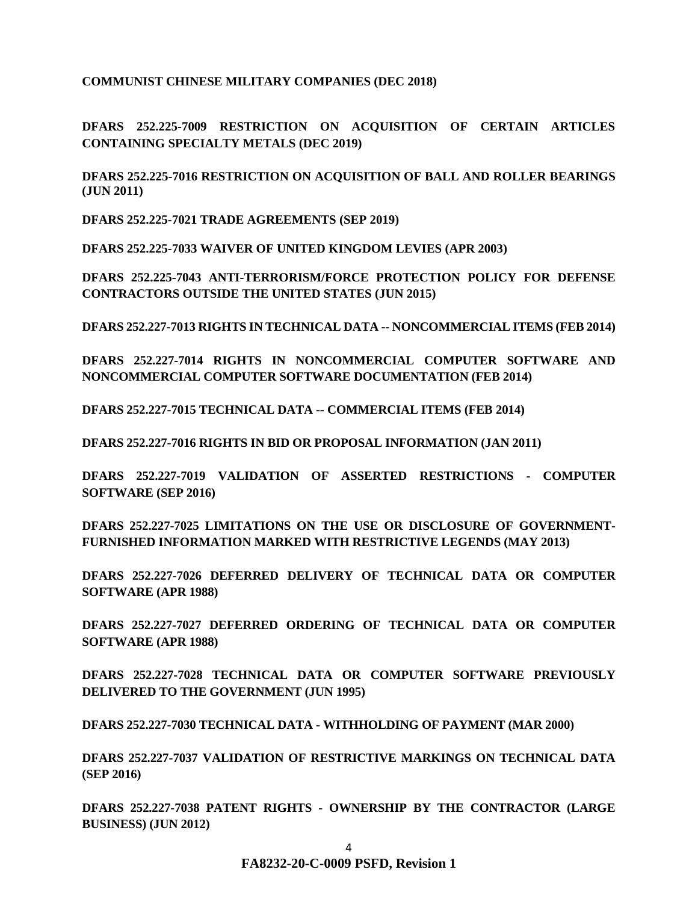**COMMUNIST CHINESE MILITARY COMPANIES (DEC 2018)**

**DFARS 252.225-7009 RESTRICTION ON ACQUISITION OF CERTAIN ARTICLES CONTAINING SPECIALTY METALS (DEC 2019)**

**DFARS 252.225-7016 RESTRICTION ON ACQUISITION OF BALL AND ROLLER BEARINGS (JUN 2011)**

**DFARS 252.225-7021 TRADE AGREEMENTS (SEP 2019)**

**DFARS 252.225-7033 WAIVER OF UNITED KINGDOM LEVIES (APR 2003)**

**DFARS 252.225-7043 ANTI-TERRORISM/FORCE PROTECTION POLICY FOR DEFENSE CONTRACTORS OUTSIDE THE UNITED STATES (JUN 2015)**

**DFARS 252.227-7013 RIGHTS IN TECHNICAL DATA -- NONCOMMERCIAL ITEMS (FEB 2014)**

**DFARS 252.227-7014 RIGHTS IN NONCOMMERCIAL COMPUTER SOFTWARE AND NONCOMMERCIAL COMPUTER SOFTWARE DOCUMENTATION (FEB 2014)**

**DFARS 252.227-7015 TECHNICAL DATA -- COMMERCIAL ITEMS (FEB 2014)**

**DFARS 252.227-7016 RIGHTS IN BID OR PROPOSAL INFORMATION (JAN 2011)**

**DFARS 252.227-7019 VALIDATION OF ASSERTED RESTRICTIONS - COMPUTER SOFTWARE (SEP 2016)**

**DFARS 252.227-7025 LIMITATIONS ON THE USE OR DISCLOSURE OF GOVERNMENT-FURNISHED INFORMATION MARKED WITH RESTRICTIVE LEGENDS (MAY 2013)**

**DFARS 252.227-7026 DEFERRED DELIVERY OF TECHNICAL DATA OR COMPUTER SOFTWARE (APR 1988)**

**DFARS 252.227-7027 DEFERRED ORDERING OF TECHNICAL DATA OR COMPUTER SOFTWARE (APR 1988)**

**DFARS 252.227-7028 TECHNICAL DATA OR COMPUTER SOFTWARE PREVIOUSLY DELIVERED TO THE GOVERNMENT (JUN 1995)**

**DFARS 252.227-7030 TECHNICAL DATA - WITHHOLDING OF PAYMENT (MAR 2000)**

**DFARS 252.227-7037 VALIDATION OF RESTRICTIVE MARKINGS ON TECHNICAL DATA (SEP 2016)**

**DFARS 252.227-7038 PATENT RIGHTS - OWNERSHIP BY THE CONTRACTOR (LARGE BUSINESS) (JUN 2012)**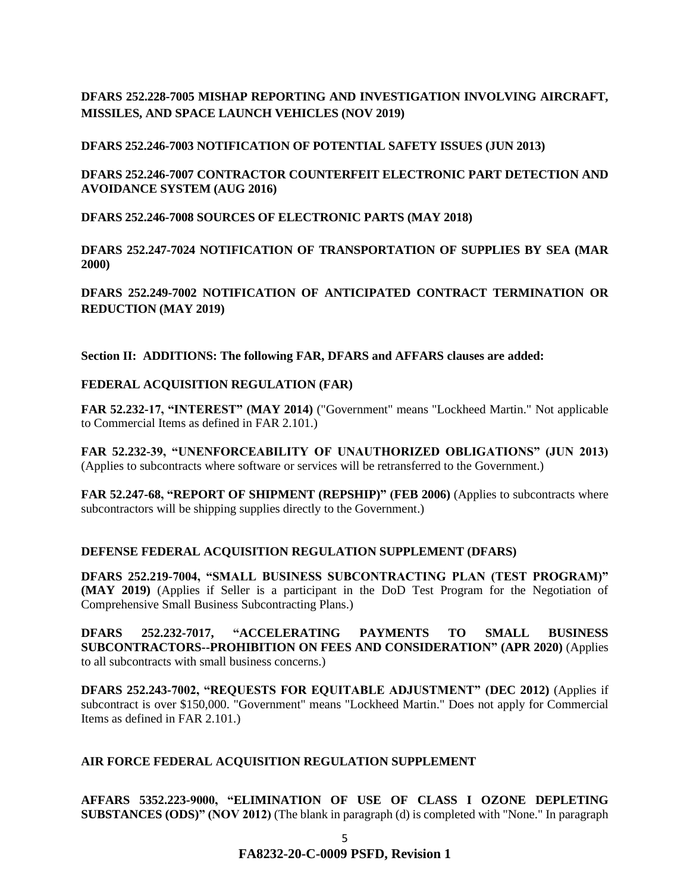**DFARS 252.228-7005 MISHAP REPORTING AND INVESTIGATION INVOLVING AIRCRAFT, MISSILES, AND SPACE LAUNCH VEHICLES (NOV 2019)**

**DFARS 252.246-7003 NOTIFICATION OF POTENTIAL SAFETY ISSUES (JUN 2013)**

**DFARS 252.246-7007 CONTRACTOR COUNTERFEIT ELECTRONIC PART DETECTION AND AVOIDANCE SYSTEM (AUG 2016)**

**DFARS 252.246-7008 SOURCES OF ELECTRONIC PARTS (MAY 2018)**

**DFARS 252.247-7024 NOTIFICATION OF TRANSPORTATION OF SUPPLIES BY SEA (MAR 2000)**

**DFARS 252.249-7002 NOTIFICATION OF ANTICIPATED CONTRACT TERMINATION OR REDUCTION (MAY 2019)**

**Section II: ADDITIONS: The following FAR, DFARS and AFFARS clauses are added:**

**FEDERAL ACQUISITION REGULATION (FAR)**

**FAR 52.232-17, "INTEREST" (MAY 2014)** ("Government" means "Lockheed Martin." Not applicable to Commercial Items as defined in FAR 2.101.)

**FAR 52.232-39, "UNENFORCEABILITY OF UNAUTHORIZED OBLIGATIONS" (JUN 2013)** (Applies to subcontracts where software or services will be retransferred to the Government.)

**FAR 52.247-68, "REPORT OF SHIPMENT (REPSHIP)" (FEB 2006)** (Applies to subcontracts where subcontractors will be shipping supplies directly to the Government.)

**DEFENSE FEDERAL ACQUISITION REGULATION SUPPLEMENT (DFARS)**

**DFARS 252.219-7004, "SMALL BUSINESS SUBCONTRACTING PLAN (TEST PROGRAM)" (MAY 2019)** (Applies if Seller is a participant in the DoD Test Program for the Negotiation of Comprehensive Small Business Subcontracting Plans.)

**DFARS 252.232-7017, "ACCELERATING PAYMENTS TO SMALL BUSINESS SUBCONTRACTORS--PROHIBITION ON FEES AND CONSIDERATION" (APR 2020)** (Applies to all subcontracts with small business concerns.)

**DFARS 252.243-7002, "REQUESTS FOR EQUITABLE ADJUSTMENT" (DEC 2012)** (Applies if subcontract is over $150,000. "Government" means "Lockheed Martin." Does not apply for Commercial Items as defined in FAR 2.101.)

**AIR FORCE FEDERAL ACQUISITION REGULATION SUPPLEMENT**

**AFFARS 5352.223-9000, "ELIMINATION OF USE OF CLASS I OZONE DEPLETING SUBSTANCES (ODS)" (NOV 2012)** (The blank in paragraph (d) is completed with "None." In paragraph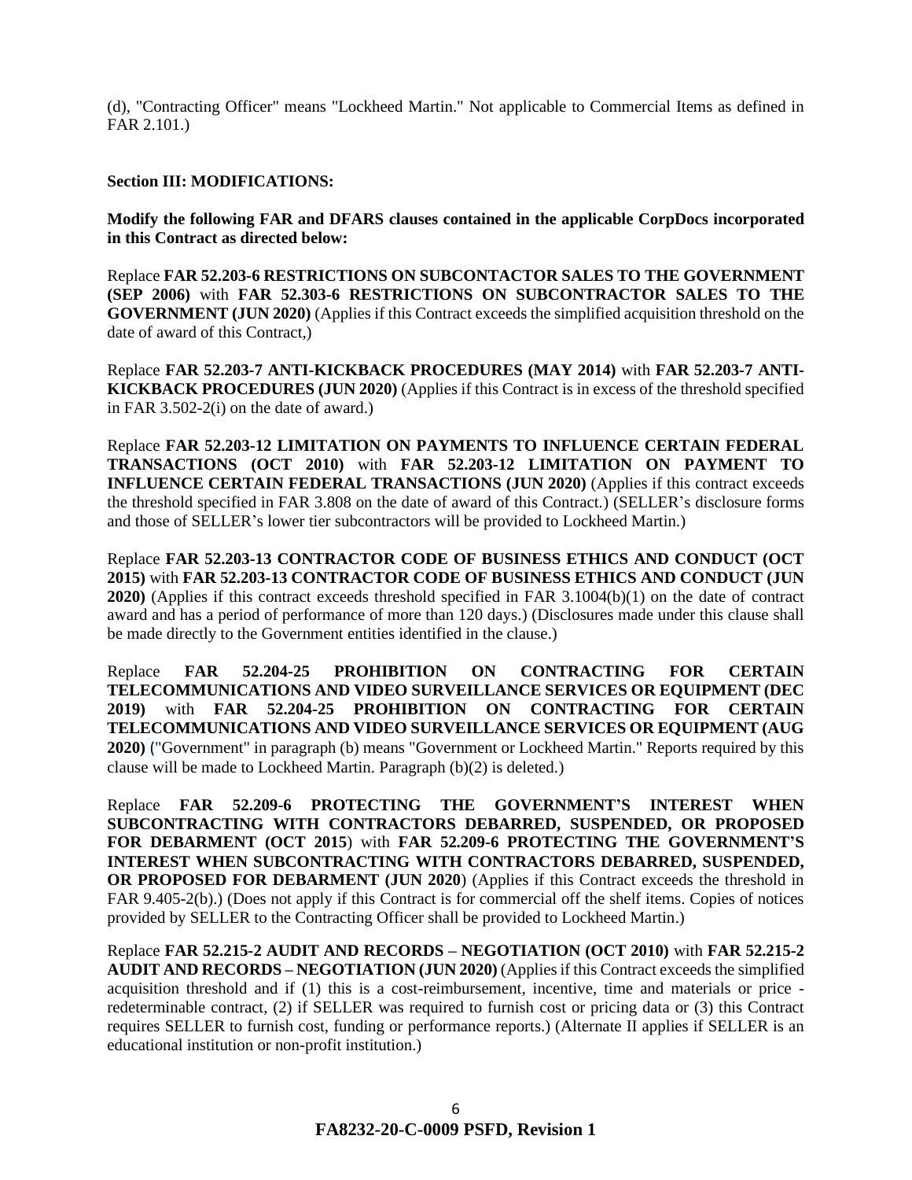(d), "Contracting Officer" means "Lockheed Martin." Not applicable to Commercial Items as defined in FAR 2.101.)

**Section III: MODIFICATIONS:**

**Modify the following FAR and DFARS clauses contained in the applicable CorpDocs incorporated in this Contract as directed below:**

Replace **FAR 52.203-6 RESTRICTIONS ON SUBCONTACTOR SALES TO THE GOVERNMENT (SEP 2006)** with **FAR 52.303-6 RESTRICTIONS ON SUBCONTRACTOR SALES TO THE GOVERNMENT (JUN 2020)** (Applies if this Contract exceeds the simplified acquisition threshold on the date of award of this Contract,)

Replace **FAR 52.203-7 ANTI-KICKBACK PROCEDURES (MAY 2014)** with **FAR 52.203-7 ANTI-KICKBACK PROCEDURES (JUN 2020)** (Applies if this Contract is in excess of the threshold specified in FAR 3.502-2(i) on the date of award.)

Replace **FAR 52.203-12 LIMITATION ON PAYMENTS TO INFLUENCE CERTAIN FEDERAL TRANSACTIONS (OCT 2010)** with **FAR 52.203-12 LIMITATION ON PAYMENT TO INFLUENCE CERTAIN FEDERAL TRANSACTIONS (JUN 2020)** (Applies if this contract exceeds the threshold specified in FAR 3.808 on the date of award of this Contract.) (SELLER's disclosure forms and those of SELLER's lower tier subcontractors will be provided to Lockheed Martin.)

Replace **FAR 52.203-13 CONTRACTOR CODE OF BUSINESS ETHICS AND CONDUCT (OCT 2015)** with **FAR 52.203-13 CONTRACTOR CODE OF BUSINESS ETHICS AND CONDUCT (JUN 2020)** (Applies if this contract exceeds threshold specified in FAR 3.1004(b)(1) on the date of contract award and has a period of performance of more than 120 days.) (Disclosures made under this clause shall be made directly to the Government entities identified in the clause.)

Replace **FAR 52.204-25 PROHIBITION ON CONTRACTING FOR CERTAIN TELECOMMUNICATIONS AND VIDEO SURVEILLANCE SERVICES OR EQUIPMENT (DEC 2019)** with **FAR 52.204-25 PROHIBITION ON CONTRACTING FOR CERTAIN TELECOMMUNICATIONS AND VIDEO SURVEILLANCE SERVICES OR EQUIPMENT (AUG 2020)** ("Government" in paragraph (b) means "Government or Lockheed Martin." Reports required by this clause will be made to Lockheed Martin. Paragraph (b)(2) is deleted.)

Replace **FAR 52.209-6 PROTECTING THE GOVERNMENT'S INTEREST WHEN SUBCONTRACTING WITH CONTRACTORS DEBARRED, SUSPENDED, OR PROPOSED FOR DEBARMENT (OCT 2015)** with **FAR 52.209-6 PROTECTING THE GOVERNMENT'S INTEREST WHEN SUBCONTRACTING WITH CONTRACTORS DEBARRED, SUSPENDED, OR PROPOSED FOR DEBARMENT (JUN 2020)** (Applies if this Contract exceeds the threshold in FAR 9.405-2(b).) (Does not apply if this Contract is for commercial off the shelf items. Copies of notices provided by SELLER to the Contracting Officer shall be provided to Lockheed Martin.)

Replace **FAR 52.215-2 AUDIT AND RECORDS – NEGOTIATION (OCT 2010)** with **FAR 52.215-2 AUDIT AND RECORDS – NEGOTIATION (JUN 2020)** (Applies if this Contract exceeds the simplified acquisition threshold and if (1) this is a cost-reimbursement, incentive, time and materials or price - redeterminable contract, (2) if SELLER was required to furnish cost or pricing data or (3) this Contract requires SELLER to furnish cost, funding or performance reports.) (Alternate II applies if SELLER is an educational institution or non-profit institution.)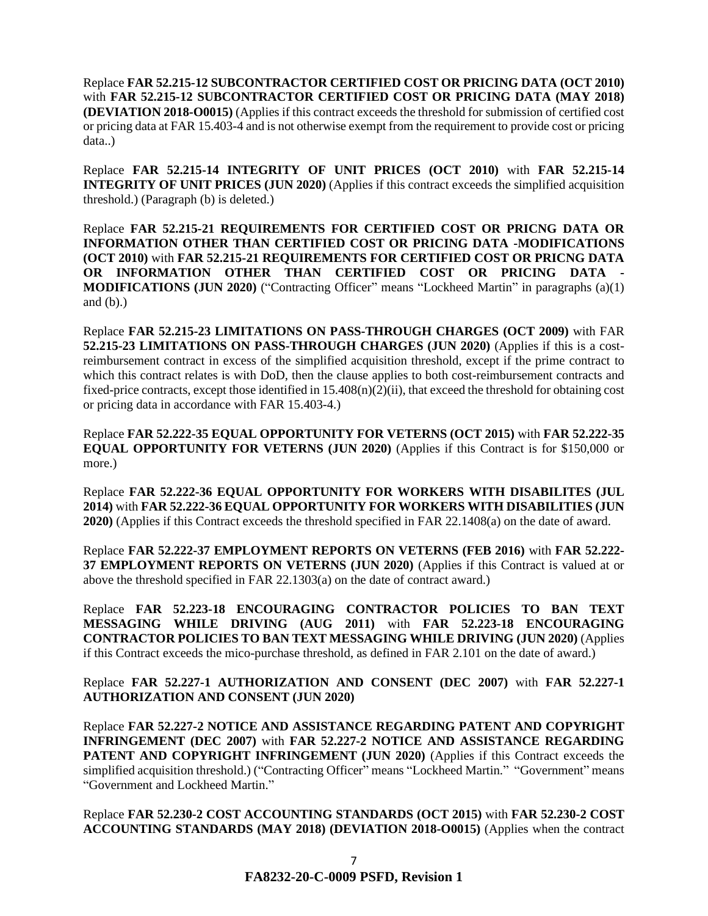Replace **FAR 52.215-12 SUBCONTRACTOR CERTIFIED COST OR PRICING DATA (OCT 2010)** with **FAR 52.215-12 SUBCONTRACTOR CERTIFIED COST OR PRICING DATA (MAY 2018) (DEVIATION 2018-O0015)** (Applies if this contract exceeds the threshold for submission of certified cost or pricing data at FAR 15.403-4 and is not otherwise exempt from the requirement to provide cost or pricing data..)

Replace **FAR 52.215-14 INTEGRITY OF UNIT PRICES (OCT 2010)** with **FAR 52.215-14 INTEGRITY OF UNIT PRICES (JUN 2020)** (Applies if this contract exceeds the simplified acquisition threshold.) (Paragraph (b) is deleted.)

Replace **FAR 52.215-21 REQUIREMENTS FOR CERTIFIED COST OR PRICNG DATA OR INFORMATION OTHER THAN CERTIFIED COST OR PRICING DATA -MODIFICATIONS (OCT 2010)** with **FAR 52.215-21 REQUIREMENTS FOR CERTIFIED COST OR PRICNG DATA OR INFORMATION OTHER THAN CERTIFIED COST OR PRICING DATA - MODIFICATIONS (JUN 2020)** ("Contracting Officer" means "Lockheed Martin" in paragraphs (a)(1) and (b).)

Replace **FAR 52.215-23 LIMITATIONS ON PASS-THROUGH CHARGES (OCT 2009)** with FAR **52.215-23 LIMITATIONS ON PASS-THROUGH CHARGES (JUN 2020)** (Applies if this is a cost-reimbursement contract in excess of the simplified acquisition threshold, except if the prime contract to which this contract relates is with DoD, then the clause applies to both cost-reimbursement contracts and fixed-price contracts, except those identified in 15.408(n)(2)(ii), that exceed the threshold for obtaining cost or pricing data in accordance with FAR 15.403-4.)

Replace **FAR 52.222-35 EQUAL OPPORTUNITY FOR VETERNS (OCT 2015)** with **FAR 52.222-35 EQUAL OPPORTUNITY FOR VETERNS (JUN 2020)** (Applies if this Contract is for $150,000 or more.)

Replace **FAR 52.222-36 EQUAL OPPORTUNITY FOR WORKERS WITH DISABILITES (JUL 2014)** with **FAR 52.222-36 EQUAL OPPORTUNITY FOR WORKERS WITH DISABILITIES (JUN 2020)** (Applies if this Contract exceeds the threshold specified in FAR 22.1408(a) on the date of award.

Replace **FAR 52.222-37 EMPLOYMENT REPORTS ON VETERNS (FEB 2016)** with **FAR 52.222-37 EMPLOYMENT REPORTS ON VETERNS (JUN 2020)** (Applies if this Contract is valued at or above the threshold specified in FAR 22.1303(a) on the date of contract award.)

Replace **FAR 52.223-18 ENCOURAGING CONTRACTOR POLICIES TO BAN TEXT MESSAGING WHILE DRIVING (AUG 2011)** with **FAR 52.223-18 ENCOURAGING CONTRACTOR POLICIES TO BAN TEXT MESSAGING WHILE DRIVING (JUN 2020)** (Applies if this Contract exceeds the mico-purchase threshold, as defined in FAR 2.101 on the date of award.)

Replace **FAR 52.227-1 AUTHORIZATION AND CONSENT (DEC 2007)** with **FAR 52.227-1 AUTHORIZATION AND CONSENT (JUN 2020)**

Replace **FAR 52.227-2 NOTICE AND ASSISTANCE REGARDING PATENT AND COPYRIGHT INFRINGEMENT (DEC 2007)** with **FAR 52.227-2 NOTICE AND ASSISTANCE REGARDING PATENT AND COPYRIGHT INFRINGEMENT (JUN 2020)** (Applies if this Contract exceeds the simplified acquisition threshold.) ("Contracting Officer" means "Lockheed Martin." "Government" means "Government and Lockheed Martin."

Replace **FAR 52.230-2 COST ACCOUNTING STANDARDS (OCT 2015)** with **FAR 52.230-2 COST ACCOUNTING STANDARDS (MAY 2018) (DEVIATION 2018-O0015)** (Applies when the contract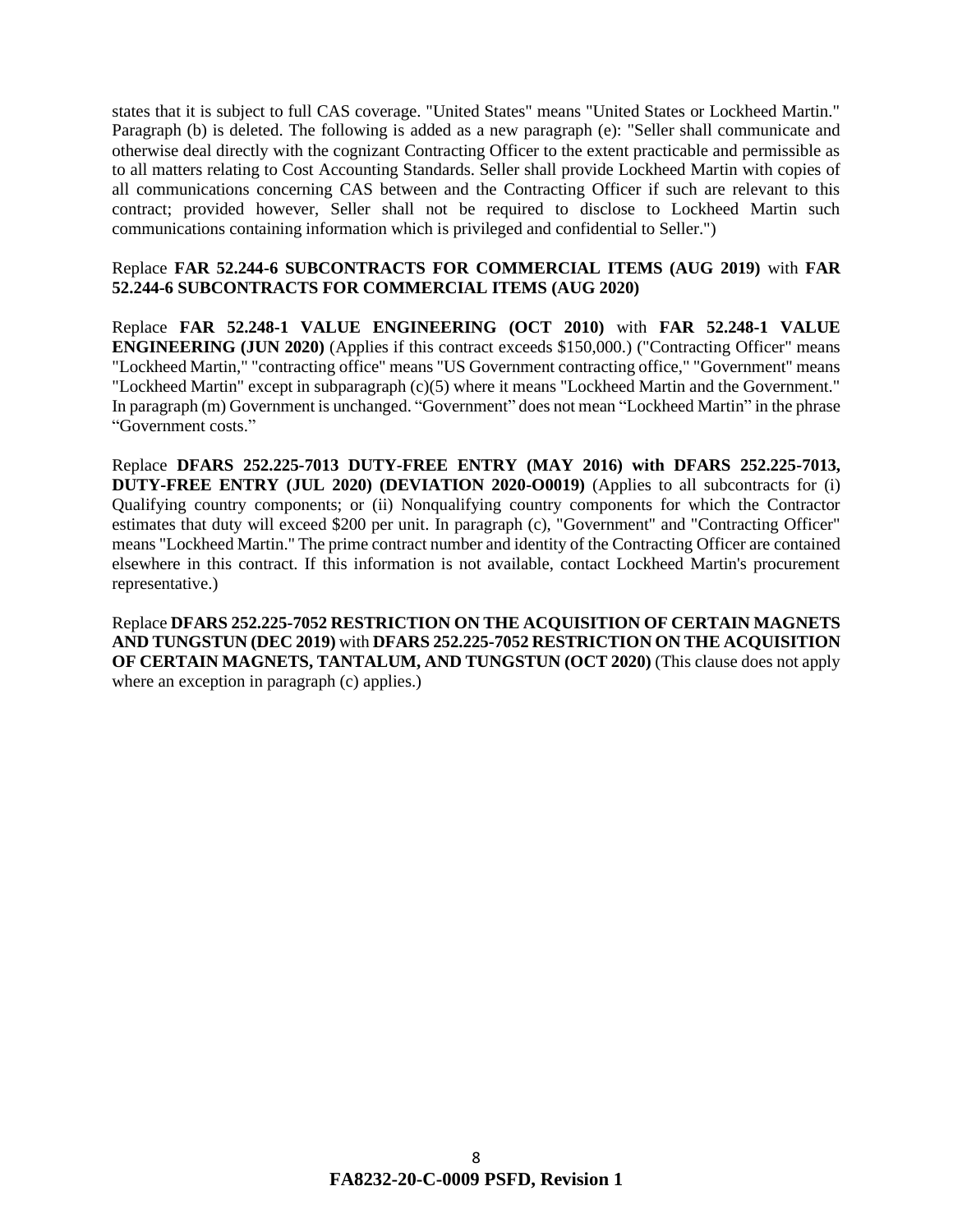states that it is subject to full CAS coverage. "United States" means "United States or Lockheed Martin." Paragraph (b) is deleted. The following is added as a new paragraph (e): "Seller shall communicate and otherwise deal directly with the cognizant Contracting Officer to the extent practicable and permissible as to all matters relating to Cost Accounting Standards. Seller shall provide Lockheed Martin with copies of all communications concerning CAS between and the Contracting Officer if such are relevant to this contract; provided however, Seller shall not be required to disclose to Lockheed Martin such communications containing information which is privileged and confidential to Seller.")

Replace **FAR 52.244-6 SUBCONTRACTS FOR COMMERCIAL ITEMS (AUG 2019)** with **FAR 52.244-6 SUBCONTRACTS FOR COMMERCIAL ITEMS (AUG 2020)**

Replace **FAR 52.248-1 VALUE ENGINEERING (OCT 2010)** with **FAR 52.248-1 VALUE ENGINEERING (JUN 2020)** (Applies if this contract exceeds $150,000.) ("Contracting Officer" means "Lockheed Martin," "contracting office" means "US Government contracting office," "Government" means "Lockheed Martin" except in subparagraph (c)(5) where it means "Lockheed Martin and the Government." In paragraph (m) Government is unchanged. "Government" does not mean "Lockheed Martin" in the phrase "Government costs."

Replace **DFARS 252.225-7013 DUTY-FREE ENTRY (MAY 2016) with DFARS 252.225-7013, DUTY-FREE ENTRY (JUL 2020) (DEVIATION 2020-O0019)** (Applies to all subcontracts for (i) Qualifying country components; or (ii) Nonqualifying country components for which the Contractor estimates that duty will exceed $200 per unit. In paragraph (c), "Government" and "Contracting Officer" means "Lockheed Martin." The prime contract number and identity of the Contracting Officer are contained elsewhere in this contract. If this information is not available, contact Lockheed Martin's procurement representative.)

Replace **DFARS 252.225-7052 RESTRICTION ON THE ACQUISITION OF CERTAIN MAGNETS AND TUNGSTUN (DEC 2019)** with **DFARS 252.225-7052 RESTRICTION ON THE ACQUISITION OF CERTAIN MAGNETS, TANTALUM, AND TUNGSTUN (OCT 2020)** (This clause does not apply where an exception in paragraph (c) applies.)